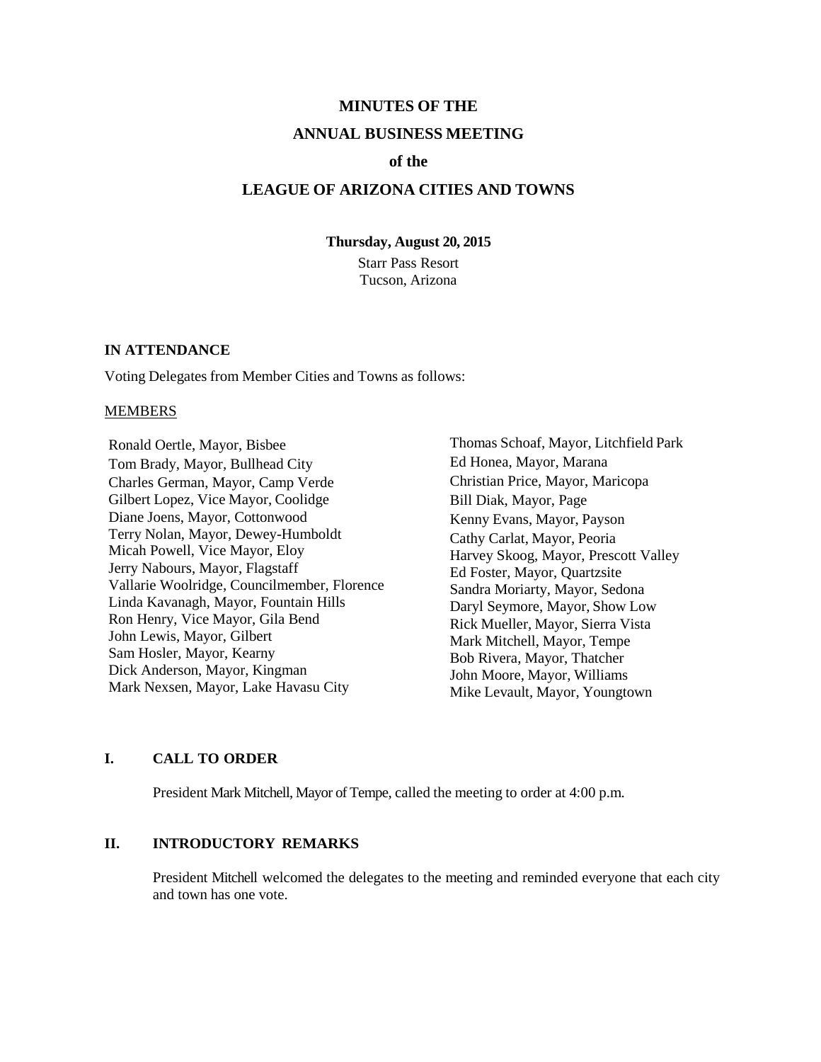# MINUTES OF THE

# ANNUAL BUSINESS MEETING

# of the

# LEAGUE OF ARIZONA CITIES AND TOWNS

**Thursday, August 20, 2015**

Starr Pass Resort
Tucson, Arizona

## IN ATTENDANCE

Voting Delegates from Member Cities and Towns as follows:

MEMBERS

Ronald Oertle, Mayor, Bisbee
Tom Brady, Mayor, Bullhead City
Charles German, Mayor, Camp Verde
Gilbert Lopez, Vice Mayor, Coolidge
Diane Joens, Mayor, Cottonwood
Terry Nolan, Mayor, Dewey-Humboldt
Micah Powell, Vice Mayor, Eloy
Jerry Nabours, Mayor, Flagstaff
Vallarie Woolridge, Councilmember, Florence
Linda Kavanagh, Mayor, Fountain Hills
Ron Henry, Vice Mayor, Gila Bend
John Lewis, Mayor, Gilbert
Sam Hosler, Mayor, Kearny
Dick Anderson, Mayor, Kingman
Mark Nexsen, Mayor, Lake Havasu City
Thomas Schoaf, Mayor, Litchfield Park
Ed Honea, Mayor, Marana
Christian Price, Mayor, Maricopa
Bill Diak, Mayor, Page
Kenny Evans, Mayor, Payson
Cathy Carlat, Mayor, Peoria
Harvey Skoog, Mayor, Prescott Valley
Ed Foster, Mayor, Quartzsite
Sandra Moriarty, Mayor, Sedona
Daryl Seymore, Mayor, Show Low
Rick Mueller, Mayor, Sierra Vista
Mark Mitchell, Mayor, Tempe
Bob Rivera, Mayor, Thatcher
John Moore, Mayor, Williams
Mike Levault, Mayor, Youngtown

## I. CALL TO ORDER

President Mark Mitchell, Mayor of Tempe, called the meeting to order at 4:00 p.m.

## II. INTRODUCTORY REMARKS

President Mitchell welcomed the delegates to the meeting and reminded everyone that each city and town has one vote.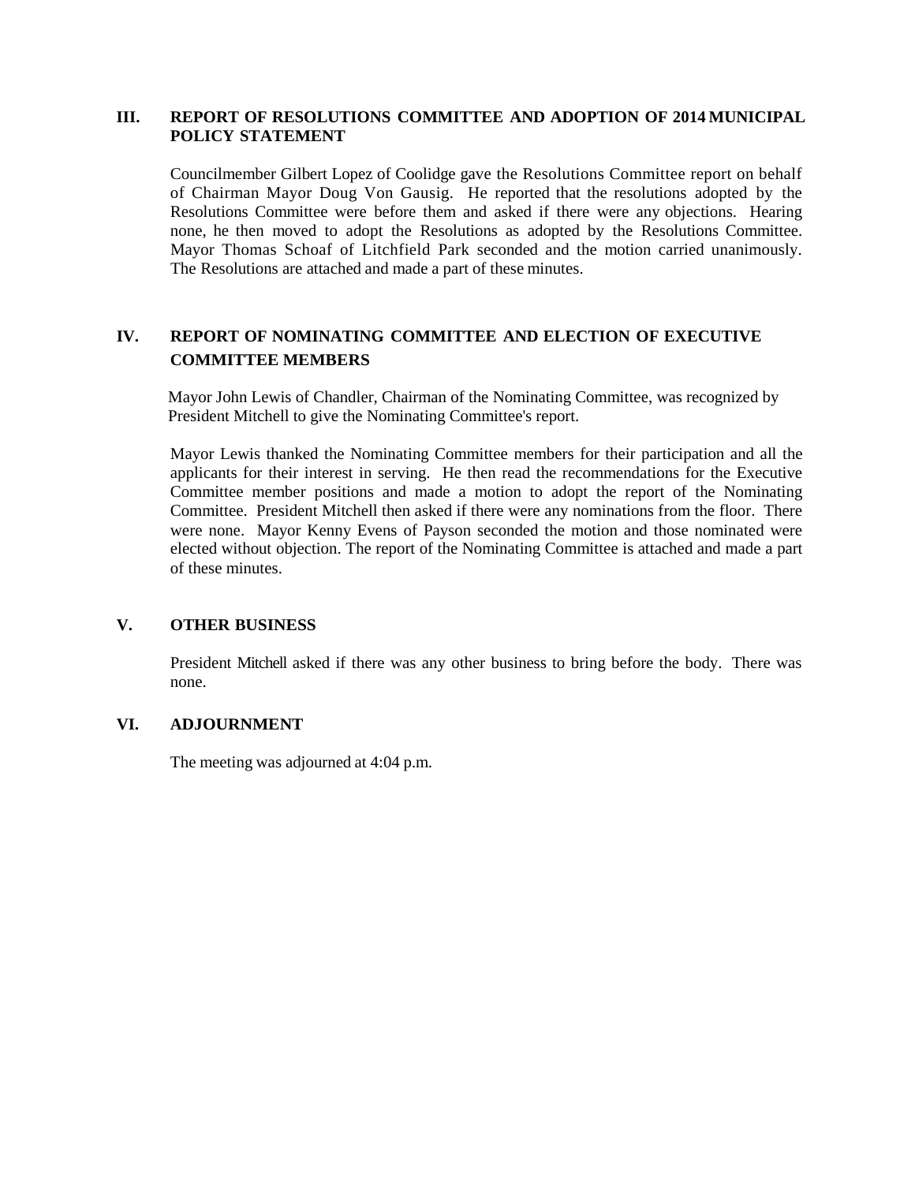## III. REPORT OF RESOLUTIONS COMMITTEE AND ADOPTION OF 2014 MUNICIPAL POLICY STATEMENT

Councilmember Gilbert Lopez of Coolidge gave the Resolutions Committee report on behalf of Chairman Mayor Doug Von Gausig. He reported that the resolutions adopted by the Resolutions Committee were before them and asked if there were any objections. Hearing none, he then moved to adopt the Resolutions as adopted by the Resolutions Committee. Mayor Thomas Schoaf of Litchfield Park seconded and the motion carried unanimously. The Resolutions are attached and made a part of these minutes.

## IV. REPORT OF NOMINATING COMMITTEE AND ELECTION OF EXECUTIVE COMMITTEE MEMBERS

Mayor John Lewis of Chandler, Chairman of the Nominating Committee, was recognized by President Mitchell to give the Nominating Committee's report.

Mayor Lewis thanked the Nominating Committee members for their participation and all the applicants for their interest in serving. He then read the recommendations for the Executive Committee member positions and made a motion to adopt the report of the Nominating Committee. President Mitchell then asked if there were any nominations from the floor. There were none. Mayor Kenny Evens of Payson seconded the motion and those nominated were elected without objection. The report of the Nominating Committee is attached and made a part of these minutes.

## V. OTHER BUSINESS

President Mitchell asked if there was any other business to bring before the body. There was none.

## VI. ADJOURNMENT

The meeting was adjourned at 4:04 p.m.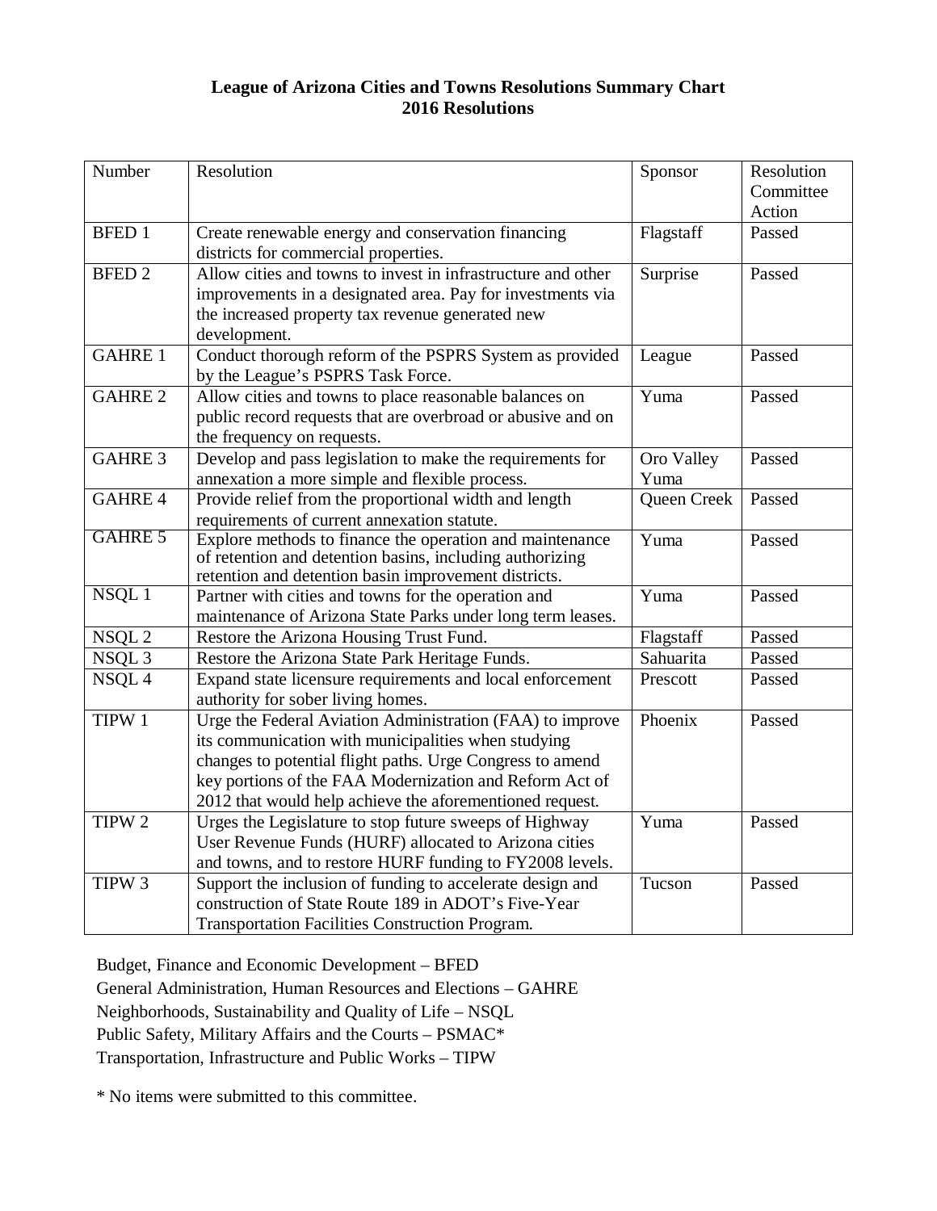# League of Arizona Cities and Towns Resolutions Summary Chart
## 2016 Resolutions

| Number | Resolution | Sponsor | Resolution Committee Action |
|---|---|---|---|
| BFED 1 | Create renewable energy and conservation financing districts for commercial properties. | Flagstaff | Passed |
| BFED 2 | Allow cities and towns to invest in infrastructure and other improvements in a designated area. Pay for investments via the increased property tax revenue generated new development. | Surprise | Passed |
| GAHRE 1 | Conduct thorough reform of the PSPRS System as provided by the League's PSPRS Task Force. | League | Passed |
| GAHRE 2 | Allow cities and towns to place reasonable balances on public record requests that are overbroad or abusive and on the frequency on requests. | Yuma | Passed |
| GAHRE 3 | Develop and pass legislation to make the requirements for annexation a more simple and flexible process. | Oro Valley Yuma | Passed |
| GAHRE 4 | Provide relief from the proportional width and length requirements of current annexation statute. | Queen Creek | Passed |
| GAHRE 5 | Explore methods to finance the operation and maintenance of retention and detention basins, including authorizing retention and detention basin improvement districts. | Yuma | Passed |
| NSQL 1 | Partner with cities and towns for the operation and maintenance of Arizona State Parks under long term leases. | Yuma | Passed |
| NSQL 2 | Restore the Arizona Housing Trust Fund. | Flagstaff | Passed |
| NSQL 3 | Restore the Arizona State Park Heritage Funds. | Sahuarita | Passed |
| NSQL 4 | Expand state licensure requirements and local enforcement authority for sober living homes. | Prescott | Passed |
| TIPW 1 | Urge the Federal Aviation Administration (FAA) to improve its communication with municipalities when studying changes to potential flight paths. Urge Congress to amend key portions of the FAA Modernization and Reform Act of 2012 that would help achieve the aforementioned request. | Phoenix | Passed |
| TIPW 2 | Urges the Legislature to stop future sweeps of Highway User Revenue Funds (HURF) allocated to Arizona cities and towns, and to restore HURF funding to FY2008 levels. | Yuma | Passed |
| TIPW 3 | Support the inclusion of funding to accelerate design and construction of State Route 189 in ADOT's Five-Year Transportation Facilities Construction Program. | Tucson | Passed |

Budget, Finance and Economic Development – BFED
General Administration, Human Resources and Elections – GAHRE
Neighborhoods, Sustainability and Quality of Life – NSQL
Public Safety, Military Affairs and the Courts – PSMAC*
Transportation, Infrastructure and Public Works – TIPW

* No items were submitted to this committee.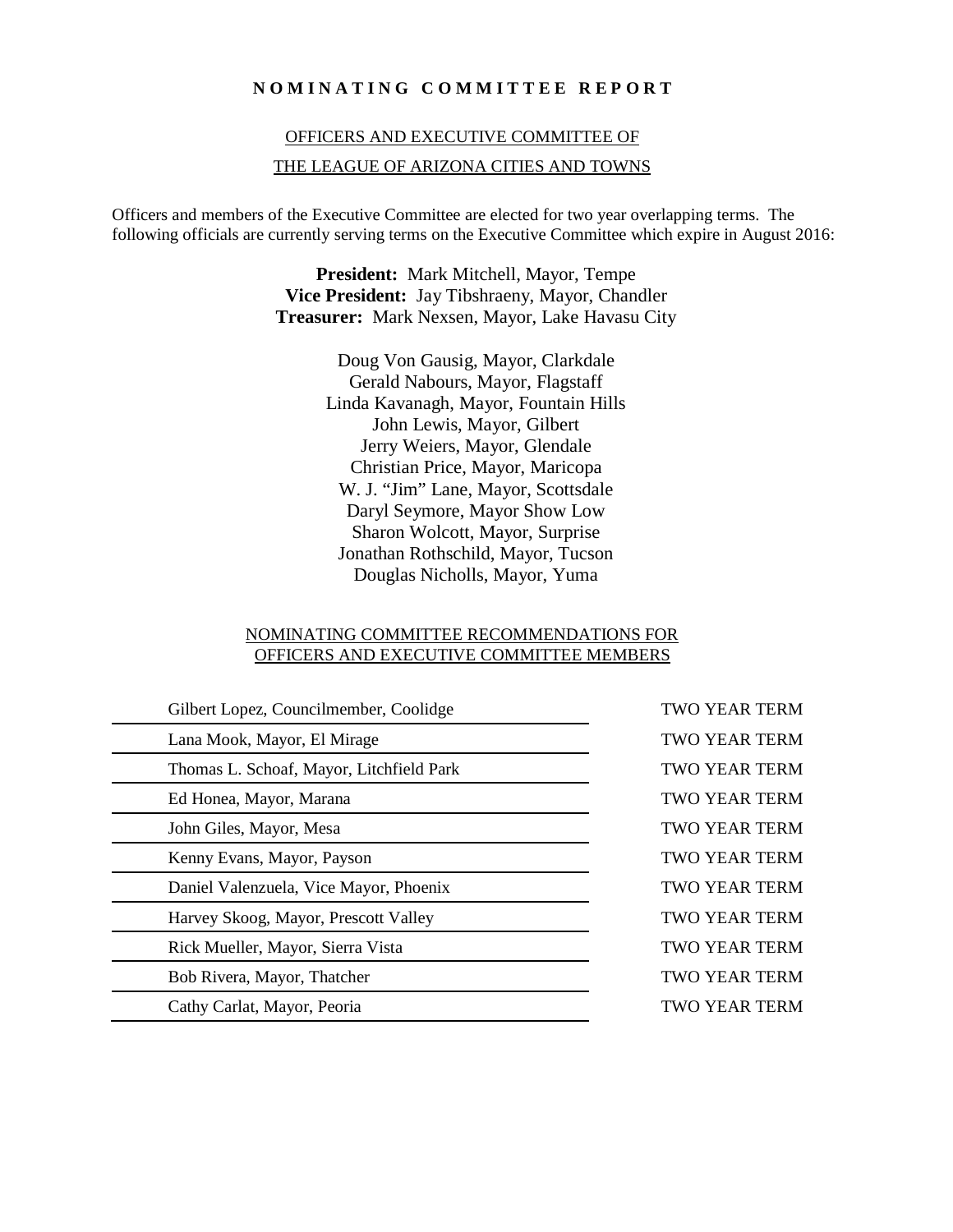# NOMINATING COMMITTEE REPORT

## OFFICERS AND EXECUTIVE COMMITTEE OF THE LEAGUE OF ARIZONA CITIES AND TOWNS

Officers and members of the Executive Committee are elected for two year overlapping terms. The following officials are currently serving terms on the Executive Committee which expire in August 2016:

**President:** Mark Mitchell, Mayor, Tempe
**Vice President:** Jay Tibshraeny, Mayor, Chandler
**Treasurer:** Mark Nexsen, Mayor, Lake Havasu City

Doug Von Gausig, Mayor, Clarkdale
Gerald Nabours, Mayor, Flagstaff
Linda Kavanagh, Mayor, Fountain Hills
John Lewis, Mayor, Gilbert
Jerry Weiers, Mayor, Glendale
Christian Price, Mayor, Maricopa
W. J. "Jim" Lane, Mayor, Scottsdale
Daryl Seymore, Mayor Show Low
Sharon Wolcott, Mayor, Surprise
Jonathan Rothschild, Mayor, Tucson
Douglas Nicholls, Mayor, Yuma

## NOMINATING COMMITTEE RECOMMENDATIONS FOR OFFICERS AND EXECUTIVE COMMITTEE MEMBERS

| | |
|---|---|
| Gilbert Lopez, Councilmember, Coolidge | TWO YEAR TERM |
| Lana Mook, Mayor, El Mirage | TWO YEAR TERM |
| Thomas L. Schoaf, Mayor, Litchfield Park | TWO YEAR TERM |
| Ed Honea, Mayor, Marana | TWO YEAR TERM |
| John Giles, Mayor, Mesa | TWO YEAR TERM |
| Kenny Evans, Mayor, Payson | TWO YEAR TERM |
| Daniel Valenzuela, Vice Mayor, Phoenix | TWO YEAR TERM |
| Harvey Skoog, Mayor, Prescott Valley | TWO YEAR TERM |
| Rick Mueller, Mayor, Sierra Vista | TWO YEAR TERM |
| Bob Rivera, Mayor, Thatcher | TWO YEAR TERM |
| Cathy Carlat, Mayor, Peoria | TWO YEAR TERM |